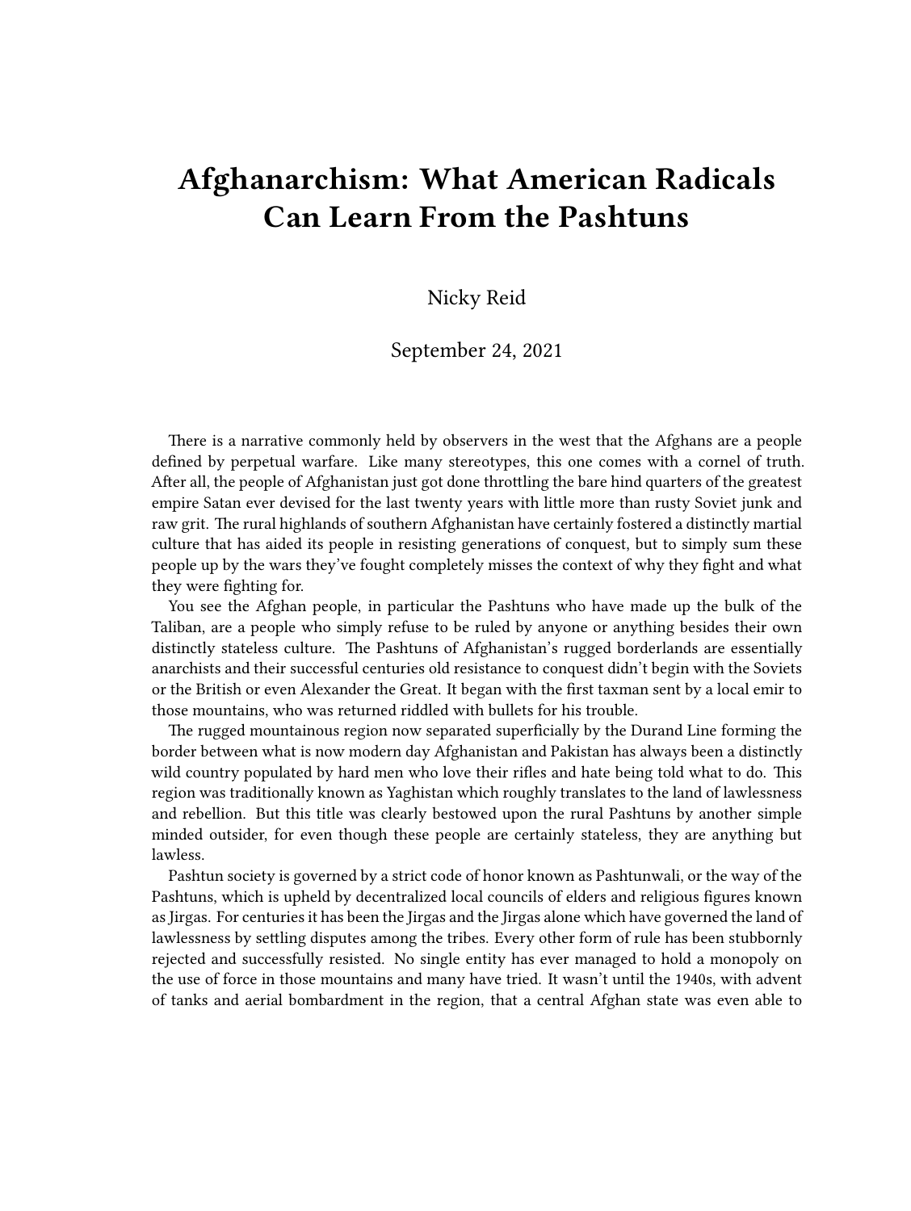# Afghanarchism: What American Radicals Can Learn From the Pashtuns

Nicky Reid

September 24, 2021

There is a narrative commonly held by observers in the west that the Afghans are a people defined by perpetual warfare. Like many stereotypes, this one comes with a cornel of truth. After all, the people of Afghanistan just got done throttling the bare hind quarters of the greatest empire Satan ever devised for the last twenty years with little more than rusty Soviet junk and raw grit. The rural highlands of southern Afghanistan have certainly fostered a distinctly martial culture that has aided its people in resisting generations of conquest, but to simply sum these people up by the wars they've fought completely misses the context of why they fight and what they were fighting for.

You see the Afghan people, in particular the Pashtuns who have made up the bulk of the Taliban, are a people who simply refuse to be ruled by anyone or anything besides their own distinctly stateless culture. The Pashtuns of Afghanistan's rugged borderlands are essentially anarchists and their successful centuries old resistance to conquest didn't begin with the Soviets or the British or even Alexander the Great. It began with the first taxman sent by a local emir to those mountains, who was returned riddled with bullets for his trouble.

The rugged mountainous region now separated superficially by the Durand Line forming the border between what is now modern day Afghanistan and Pakistan has always been a distinctly wild country populated by hard men who love their rifles and hate being told what to do. This region was traditionally known as Yaghistan which roughly translates to the land of lawlessness and rebellion. But this title was clearly bestowed upon the rural Pashtuns by another simple minded outsider, for even though these people are certainly stateless, they are anything but lawless.

Pashtun society is governed by a strict code of honor known as Pashtunwali, or the way of the Pashtuns, which is upheld by decentralized local councils of elders and religious figures known as Jirgas. For centuries it has been the Jirgas and the Jirgas alone which have governed the land of lawlessness by settling disputes among the tribes. Every other form of rule has been stubbornly rejected and successfully resisted. No single entity has ever managed to hold a monopoly on the use of force in those mountains and many have tried. It wasn't until the 1940s, with advent of tanks and aerial bombardment in the region, that a central Afghan state was even able to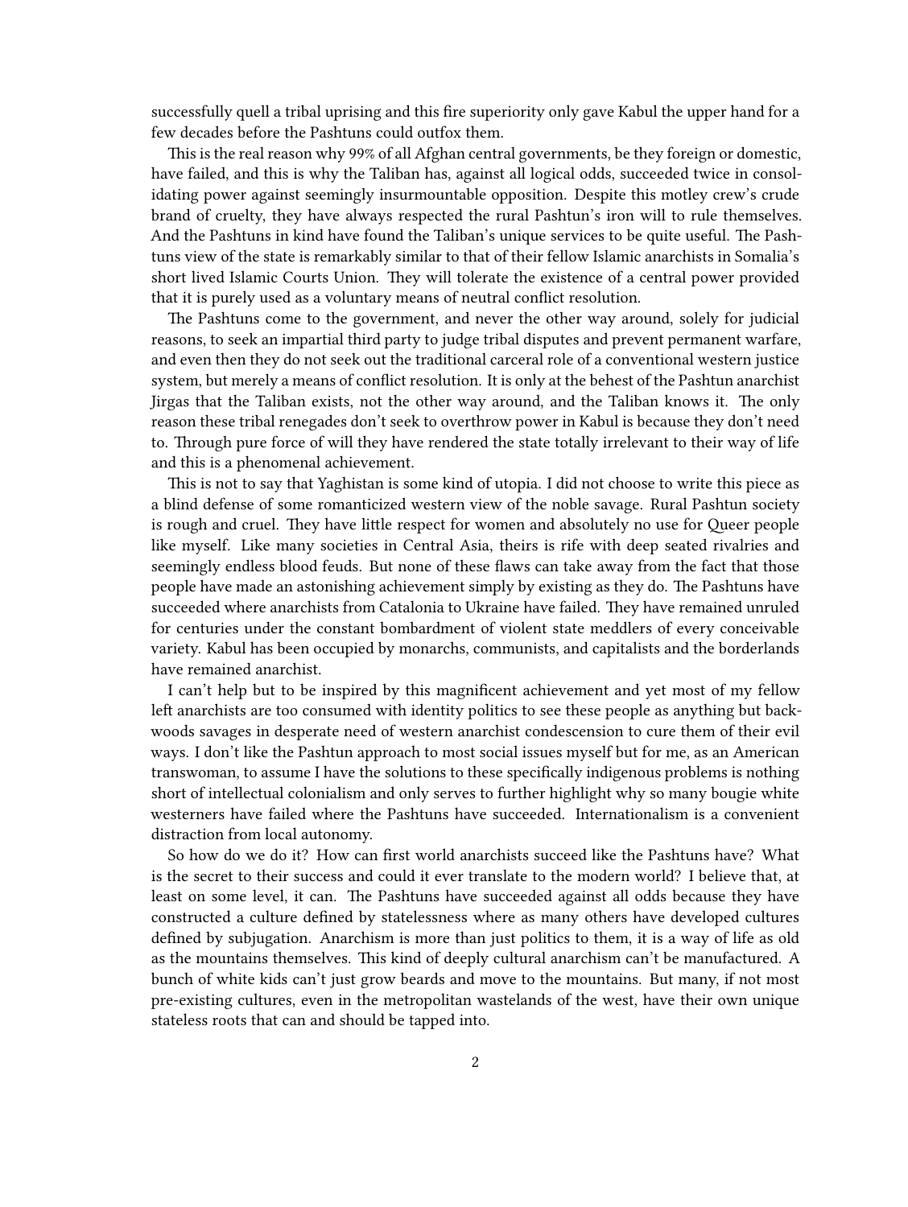successfully quell a tribal uprising and this fire superiority only gave Kabul the upper hand for a few decades before the Pashtuns could outfox them.

This is the real reason why 99% of all Afghan central governments, be they foreign or domestic, have failed, and this is why the Taliban has, against all logical odds, succeeded twice in consolidating power against seemingly insurmountable opposition. Despite this motley crew's crude brand of cruelty, they have always respected the rural Pashtun's iron will to rule themselves. And the Pashtuns in kind have found the Taliban's unique services to be quite useful. The Pashtuns view of the state is remarkably similar to that of their fellow Islamic anarchists in Somalia's short lived Islamic Courts Union. They will tolerate the existence of a central power provided that it is purely used as a voluntary means of neutral conflict resolution.

The Pashtuns come to the government, and never the other way around, solely for judicial reasons, to seek an impartial third party to judge tribal disputes and prevent permanent warfare, and even then they do not seek out the traditional carceral role of a conventional western justice system, but merely a means of conflict resolution. It is only at the behest of the Pashtun anarchist Jirgas that the Taliban exists, not the other way around, and the Taliban knows it. The only reason these tribal renegades don't seek to overthrow power in Kabul is because they don't need to. Through pure force of will they have rendered the state totally irrelevant to their way of life and this is a phenomenal achievement.

This is not to say that Yaghistan is some kind of utopia. I did not choose to write this piece as a blind defense of some romanticized western view of the noble savage. Rural Pashtun society is rough and cruel. They have little respect for women and absolutely no use for Queer people like myself. Like many societies in Central Asia, theirs is rife with deep seated rivalries and seemingly endless blood feuds. But none of these flaws can take away from the fact that those people have made an astonishing achievement simply by existing as they do. The Pashtuns have succeeded where anarchists from Catalonia to Ukraine have failed. They have remained unruled for centuries under the constant bombardment of violent state meddlers of every conceivable variety. Kabul has been occupied by monarchs, communists, and capitalists and the borderlands have remained anarchist.

I can't help but to be inspired by this magnificent achievement and yet most of my fellow left anarchists are too consumed with identity politics to see these people as anything but backwoods savages in desperate need of western anarchist condescension to cure them of their evil ways. I don't like the Pashtun approach to most social issues myself but for me, as an American transwoman, to assume I have the solutions to these specifically indigenous problems is nothing short of intellectual colonialism and only serves to further highlight why so many bougie white westerners have failed where the Pashtuns have succeeded. Internationalism is a convenient distraction from local autonomy.

So how do we do it? How can first world anarchists succeed like the Pashtuns have? What is the secret to their success and could it ever translate to the modern world? I believe that, at least on some level, it can. The Pashtuns have succeeded against all odds because they have constructed a culture defined by statelessness where as many others have developed cultures defined by subjugation. Anarchism is more than just politics to them, it is a way of life as old as the mountains themselves. This kind of deeply cultural anarchism can't be manufactured. A bunch of white kids can't just grow beards and move to the mountains. But many, if not most pre-existing cultures, even in the metropolitan wastelands of the west, have their own unique stateless roots that can and should be tapped into.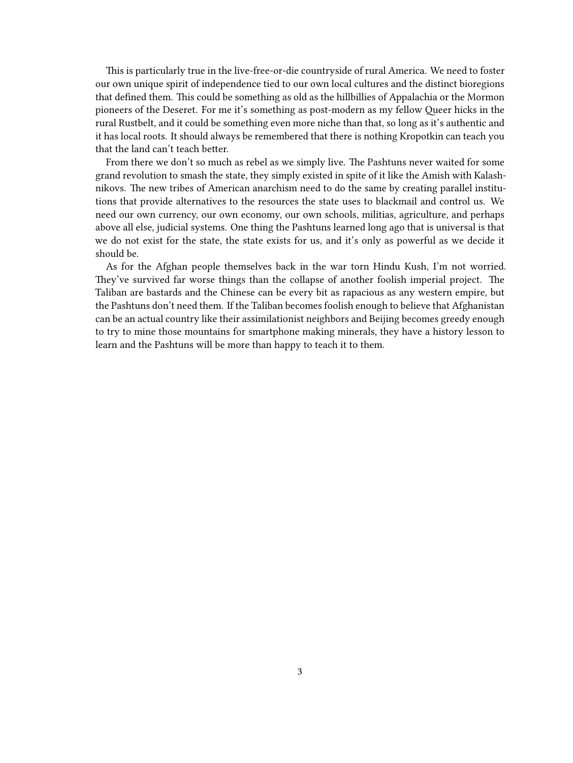This is particularly true in the live-free-or-die countryside of rural America. We need to foster our own unique spirit of independence tied to our own local cultures and the distinct bioregions that defined them. This could be something as old as the hillbillies of Appalachia or the Mormon pioneers of the Deseret. For me it's something as post-modern as my fellow Queer hicks in the rural Rustbelt, and it could be something even more niche than that, so long as it's authentic and it has local roots. It should always be remembered that there is nothing Kropotkin can teach you that the land can't teach better.

From there we don't so much as rebel as we simply live. The Pashtuns never waited for some grand revolution to smash the state, they simply existed in spite of it like the Amish with Kalashnikovs. The new tribes of American anarchism need to do the same by creating parallel institutions that provide alternatives to the resources the state uses to blackmail and control us. We need our own currency, our own economy, our own schools, militias, agriculture, and perhaps above all else, judicial systems. One thing the Pashtuns learned long ago that is universal is that we do not exist for the state, the state exists for us, and it's only as powerful as we decide it should be.

As for the Afghan people themselves back in the war torn Hindu Kush, I'm not worried. They've survived far worse things than the collapse of another foolish imperial project. The Taliban are bastards and the Chinese can be every bit as rapacious as any western empire, but the Pashtuns don't need them. If the Taliban becomes foolish enough to believe that Afghanistan can be an actual country like their assimilationist neighbors and Beijing becomes greedy enough to try to mine those mountains for smartphone making minerals, they have a history lesson to learn and the Pashtuns will be more than happy to teach it to them.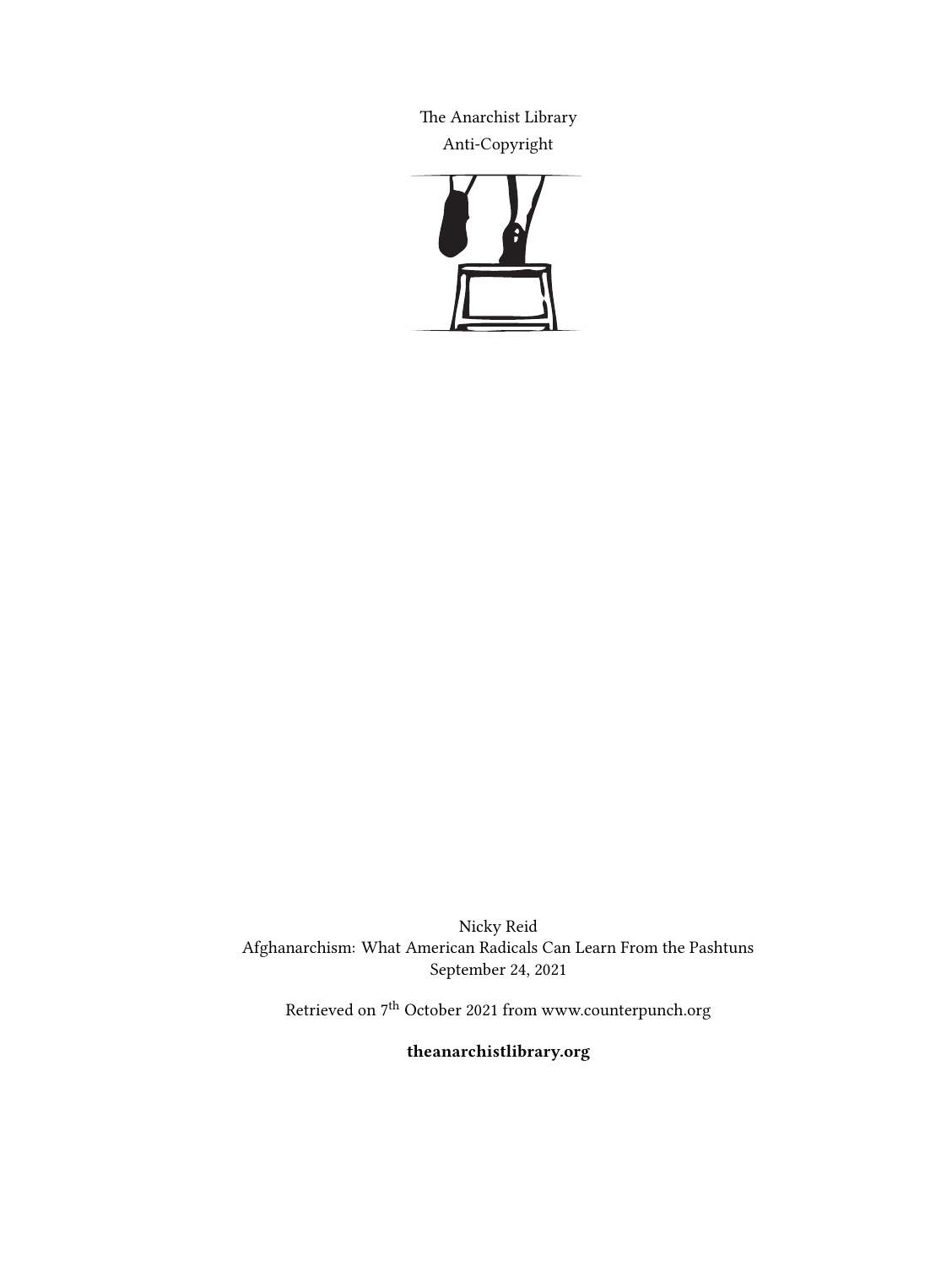The Anarchist Library
Anti-Copyright

Nicky Reid
Afghanarchism: What American Radicals Can Learn From the Pashtuns
September 24, 2021

Retrieved on 7th October 2021 from www.counterpunch.org

**theanarchistlibrary.org**